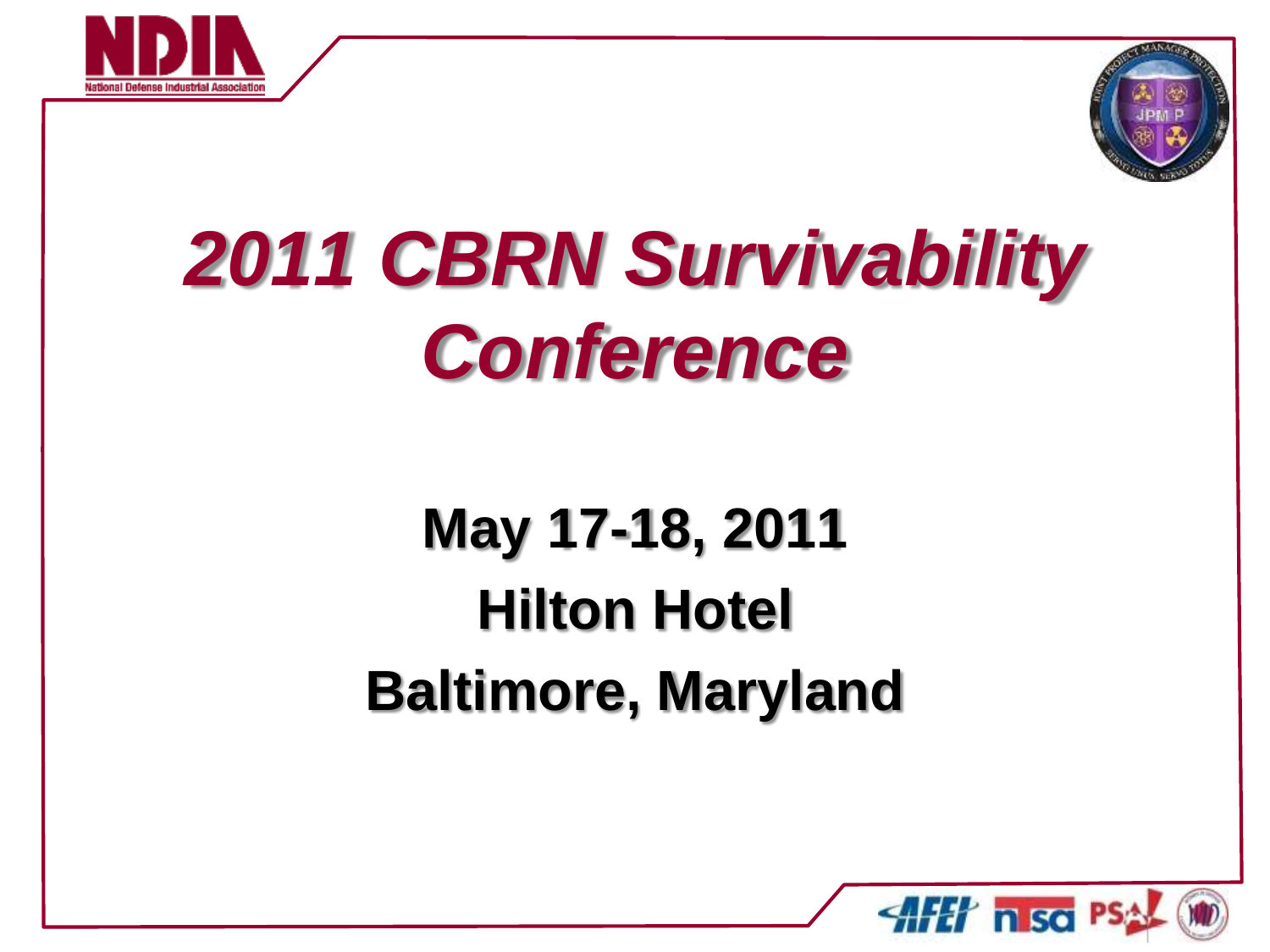# *2011 CBRN Survivability Conference*

**May 17-18, 2011**

**Hilton Hotel**

**Baltimore, Maryland**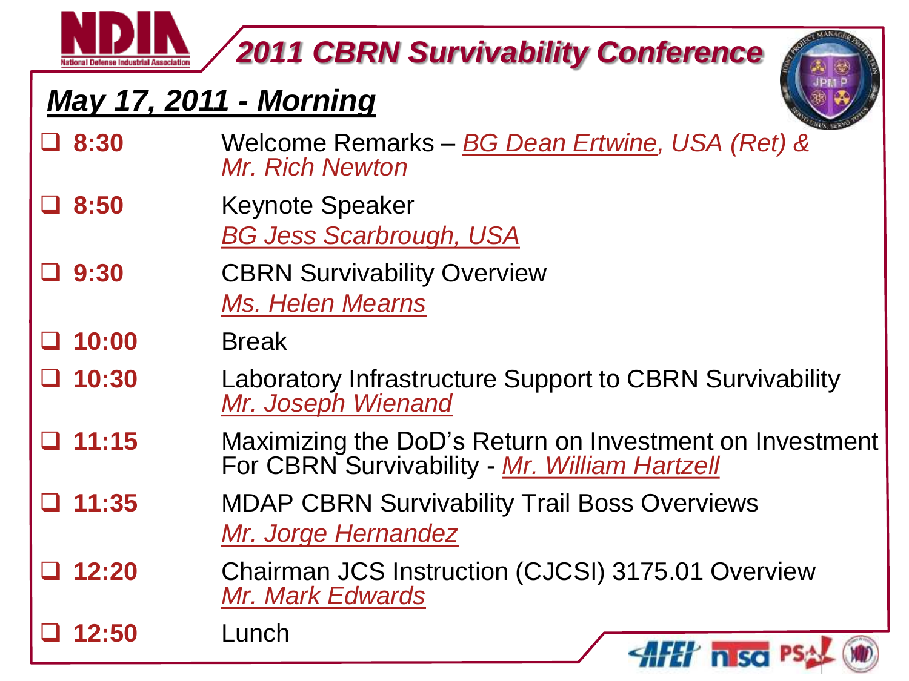# 2011 CBRN Survivability Conference

## May 17, 2011 - Morning

- **8:30** Welcome Remarks – *BG Dean Ertwine, USA (Ret) & Mr. Rich Newton*
- **8:50** Keynote Speaker *BG Jess Scarbrough, USA*
- **9:30** CBRN Survivability Overview *Ms. Helen Mearns*
- **10:00** Break
- **10:30** Laboratory Infrastructure Support to CBRN Survivability *Mr. Joseph Wienand*
- **11:15** Maximizing the DoD's Return on Investment on Investment For CBRN Survivability - *Mr. William Hartzell*
- **11:35** MDAP CBRN Survivability Trail Boss Overviews *Mr. Jorge Hernandez*
- **12:20** Chairman JCS Instruction (CJCSI) 3175.01 Overview *Mr. Mark Edwards*
- **12:50** Lunch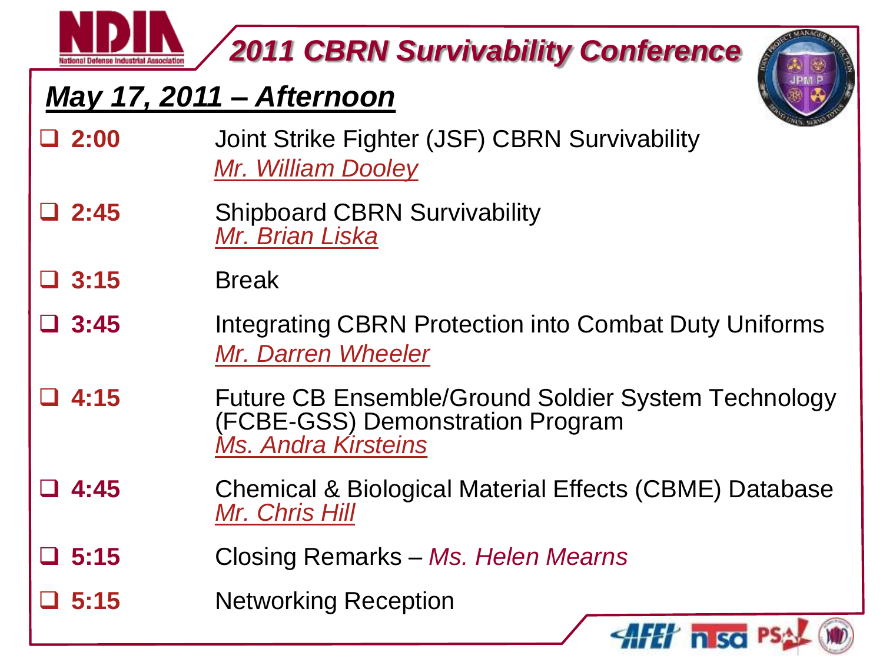## 2011 CBRN Survivability Conference

### *May 17, 2011 – Afternoon*

- **2:00** Joint Strike Fighter (JSF) CBRN Survivability
  *Mr. William Dooley*
- **2:45** Shipboard CBRN Survivability
  *Mr. Brian Liska*
- **3:15** Break
- **3:45** Integrating CBRN Protection into Combat Duty Uniforms
  *Mr. Darren Wheeler*
- **4:15** Future CB Ensemble/Ground Soldier System Technology (FCBE-GSS) Demonstration Program
  *Ms. Andra Kirsteins*
- **4:45** Chemical & Biological Material Effects (CBME) Database
  *Mr. Chris Hill*
- **5:15** Closing Remarks – *Ms. Helen Mearns*
- **5:15** Networking Reception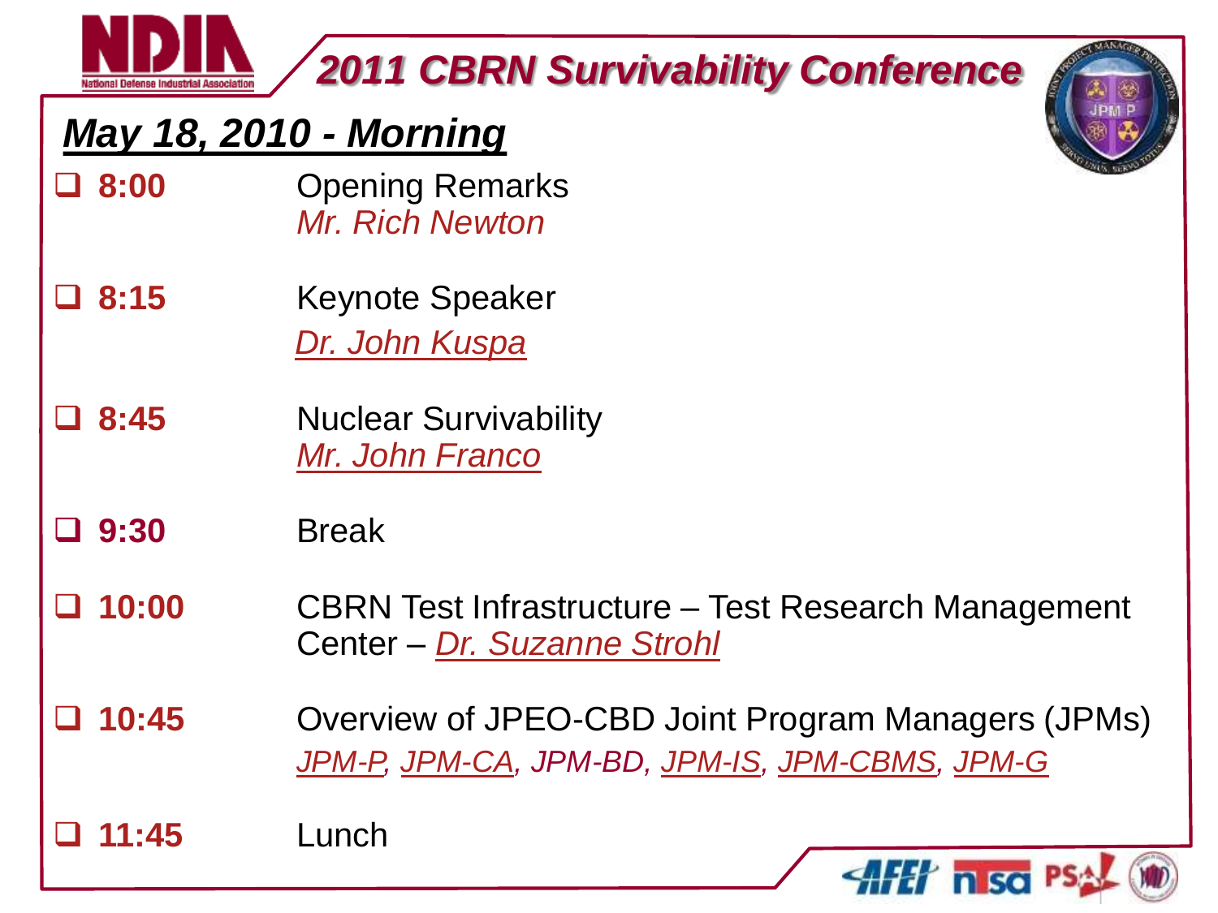# 2011 CBRN Survivability Conference

## May 18, 2010 - Morning

- **8:00** Opening Remarks
  *Mr. Rich Newton*
- **8:15** Keynote Speaker
  *Dr. John Kuspa*
- **8:45** Nuclear Survivability
  *Mr. John Franco*
- **9:30** Break
- **10:00** CBRN Test Infrastructure – Test Research Management Center – *Dr. Suzanne Strohl*
- **10:45** Overview of JPEO-CBD Joint Program Managers (JPMs)
  *JPM-P, JPM-CA, JPM-BD, JPM-IS, JPM-CBMS, JPM-G*
- **11:45** Lunch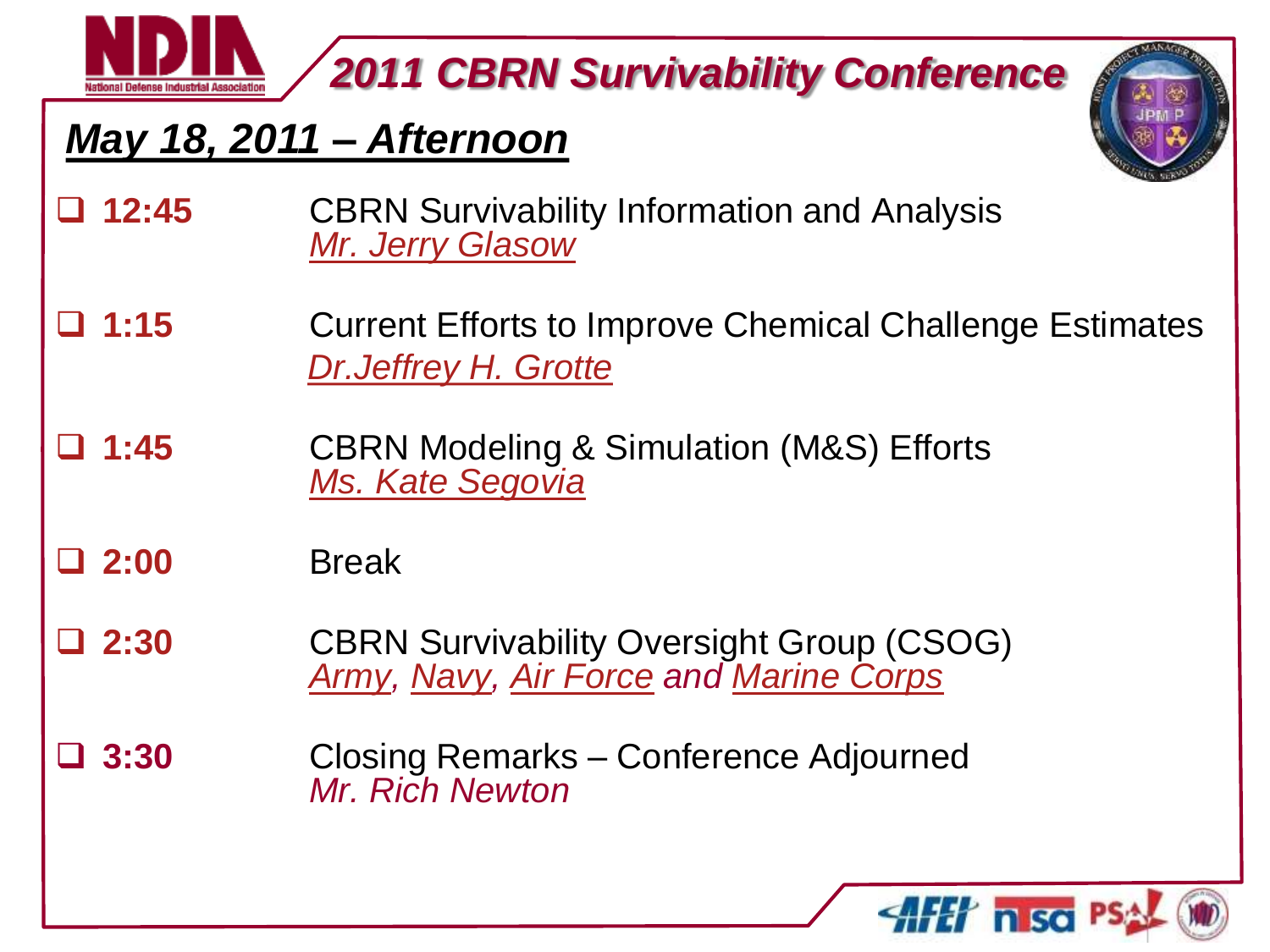# 2011 CBRN Survivability Conference

## *May 18, 2011 – Afternoon*

- **12:45** CBRN Survivability Information and Analysis
  *Mr. Jerry Glasow*
- **1:15** Current Efforts to Improve Chemical Challenge Estimates
  *Dr.Jeffrey H. Grotte*
- **1:45** CBRN Modeling & Simulation (M&S) Efforts
  *Ms. Kate Segovia*
- **2:00** Break
- **2:30** CBRN Survivability Oversight Group (CSOG)
  *Army, Navy, Air Force and Marine Corps*
- **3:30** Closing Remarks – Conference Adjourned
  *Mr. Rich Newton*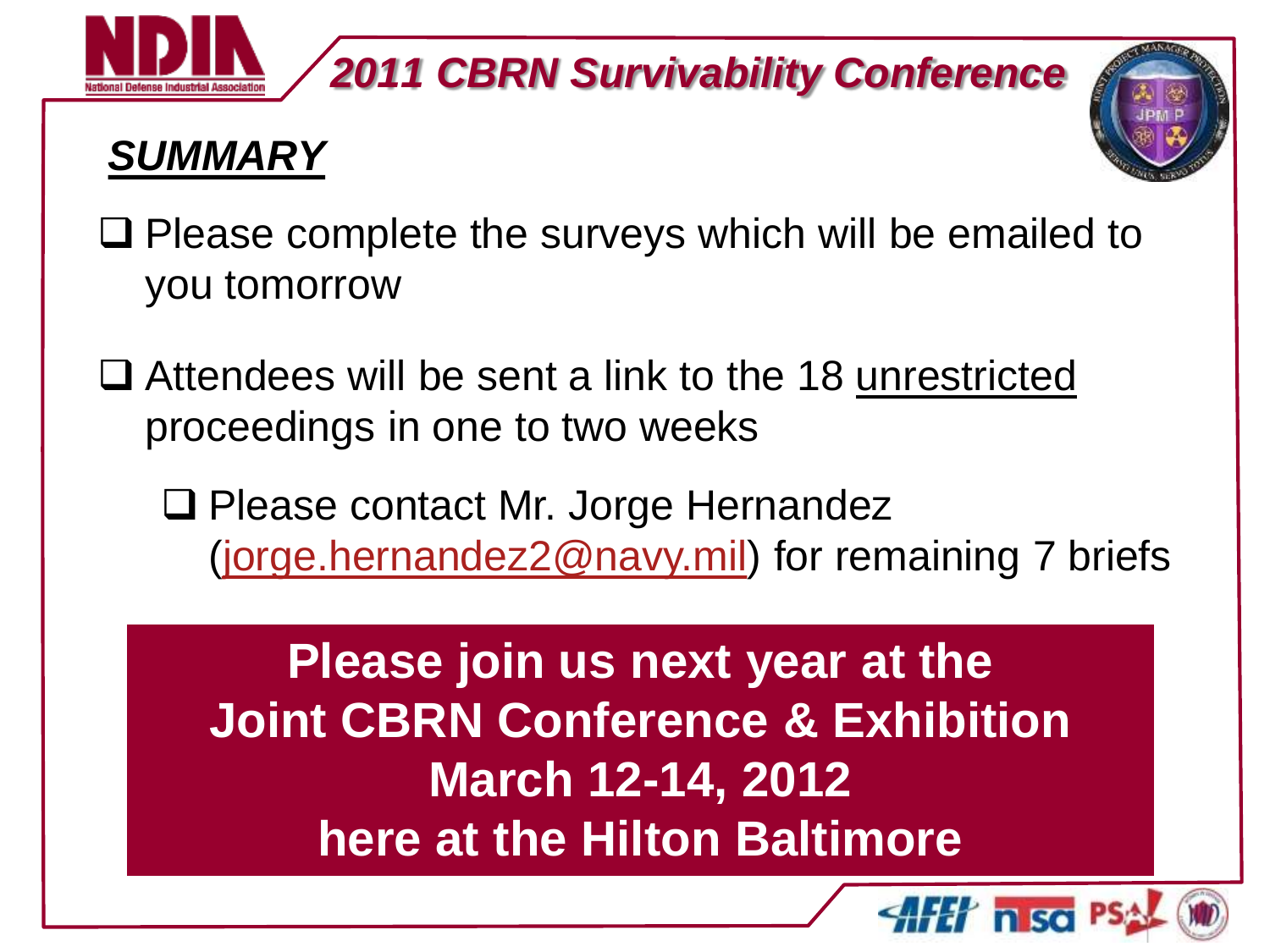# 2011 CBRN Survivability Conference

## *SUMMARY*

- Please complete the surveys which will be emailed to you tomorrow
- Attendees will be sent a link to the 18 unrestricted proceedings in one to two weeks
  - Please contact Mr. Jorge Hernandez (jorge.hernandez2@navy.mil) for remaining 7 briefs

**Please join us next year at the Joint CBRN Conference & Exhibition March 12-14, 2012 here at the Hilton Baltimore**